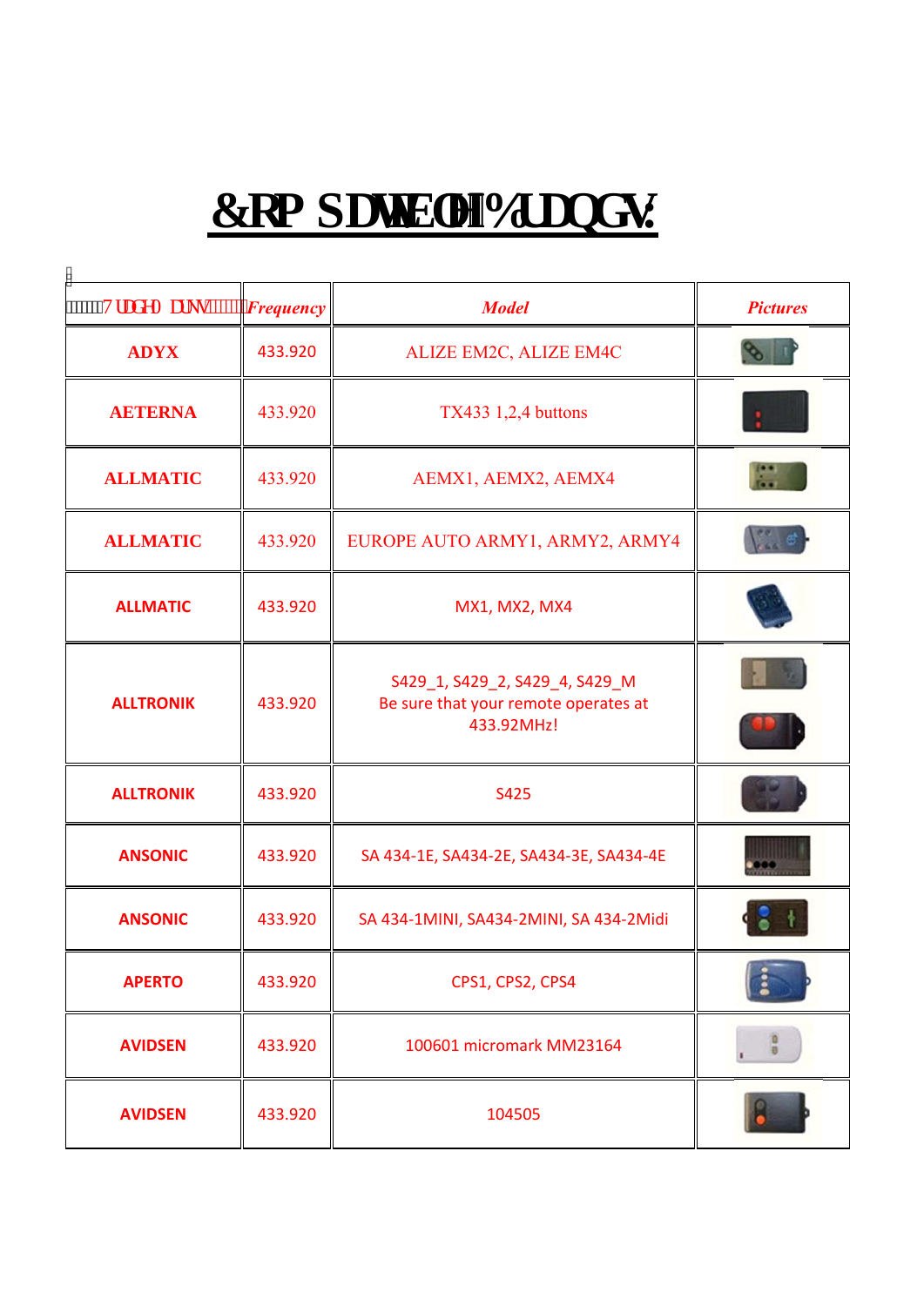# Compatible Brands

| Trade mark | *Frequency* | *Model* | *Pictures* |
|---|---|---|---|
| **ADYX** | 433.920 | ALIZE EM2C, ALIZE EM4C | |
| **AETERNA** | 433.920 | TX433 1,2,4 buttons | |
| **ALLMATIC** | 433.920 | AEMX1, AEMX2, AEMX4 | |
| **ALLMATIC** | 433.920 | EUROPE AUTO ARMY1, ARMY2, ARMY4 | |
| **ALLMATIC** | 433.920 | MX1, MX2, MX4 | |
| **ALLTRONIK** | 433.920 | S429_1, S429_2, S429_4, S429_M<br>Be sure that your remote operates at 433.92MHz! | |
| **ALLTRONIK** | 433.920 | S425 | |
| **ANSONIC** | 433.920 | SA 434-1E, SA434-2E, SA434-3E, SA434-4E | |
| **ANSONIC** | 433.920 | SA 434-1MINI, SA434-2MINI, SA 434-2Midi | |
| **APERTO** | 433.920 | CPS1, CPS2, CPS4 | |
| **AVIDSEN** | 433.920 | 100601 micromark MM23164 | |
| **AVIDSEN** | 433.920 | 104505 | |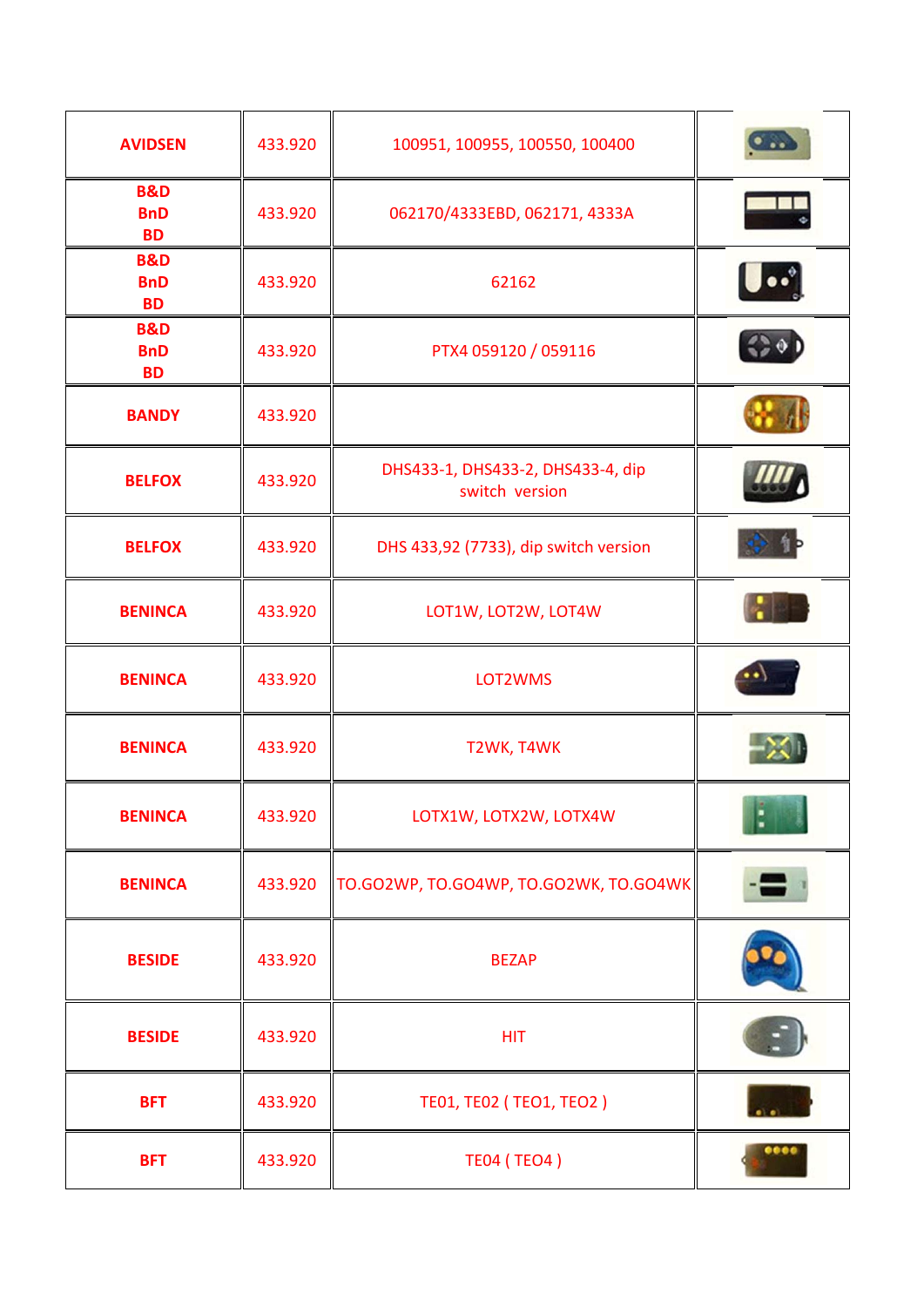| | | | |
|---|---|---|---|
| **AVIDSEN** | 433.920 | 100951, 100955, 100550, 100400 | |
| **B&D BnD BD** | 433.920 | 062170/4333EBD, 062171, 4333A | |
| **B&D BnD BD** | 433.920 | 62162 | |
| **B&D BnD BD** | 433.920 | PTX4 059120 / 059116 | |
| **BANDY** | 433.920 | | |
| **BELFOX** | 433.920 | DHS433-1, DHS433-2, DHS433-4, dip switch version | |
| **BELFOX** | 433.920 | DHS 433,92 (7733), dip switch version | |
| **BENINCA** | 433.920 | LOT1W, LOT2W, LOT4W | |
| **BENINCA** | 433.920 | LOT2WMS | |
| **BENINCA** | 433.920 | T2WK, T4WK | |
| **BENINCA** | 433.920 | LOTX1W, LOTX2W, LOTX4W | |
| **BENINCA** | 433.920 | TO.GO2WP, TO.GO4WP, TO.GO2WK, TO.GO4WK | |
| **BESIDE** | 433.920 | BEZAP | |
| **BESIDE** | 433.920 | HIT | |
| **BFT** | 433.920 | TE01, TE02 ( TEO1, TEO2 ) | |
| **BFT** | 433.920 | TE04 ( TEO4 ) | |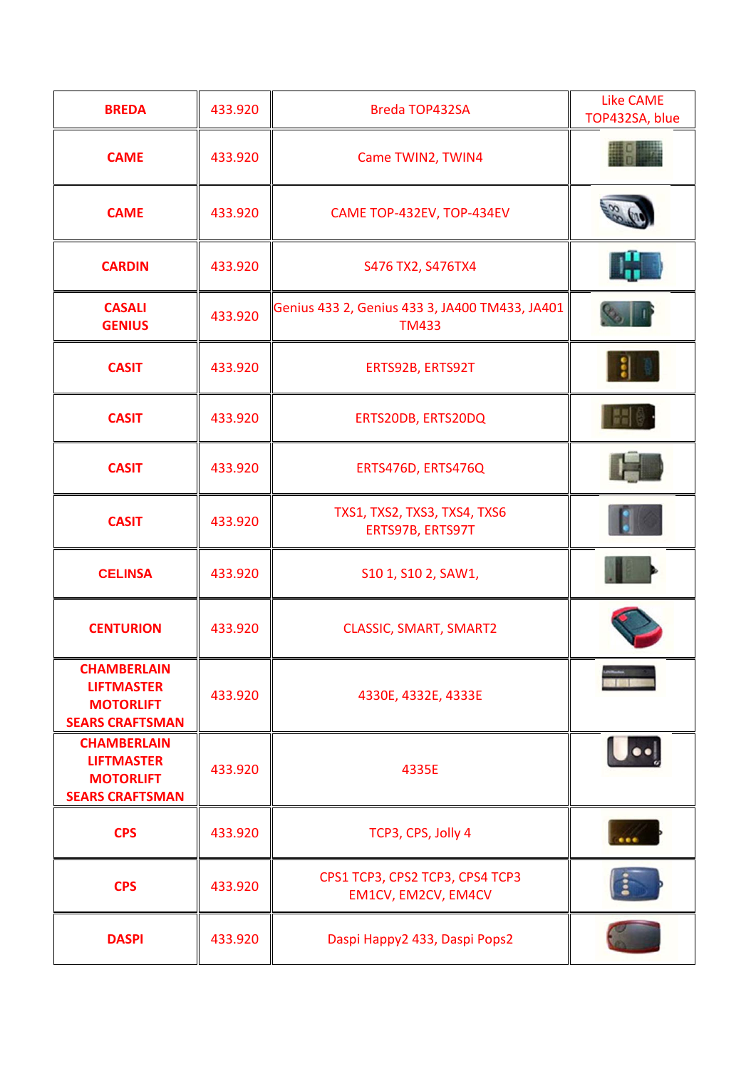| **BREDA** | 433.920 | Breda TOP432SA | Like CAME TOP432SA, blue |
|---|---|---|---|
| **CAME** | 433.920 | Came TWIN2, TWIN4 | |
| **CAME** | 433.920 | CAME TOP-432EV, TOP-434EV | |
| **CARDIN** | 433.920 | S476 TX2, S476TX4 | |
| **CASALI GENIUS** | 433.920 | Genius 433 2, Genius 433 3, JA400 TM433, JA401 TM433 | |
| **CASIT** | 433.920 | ERTS92B, ERTS92T | |
| **CASIT** | 433.920 | ERTS20DB, ERTS20DQ | |
| **CASIT** | 433.920 | ERTS476D, ERTS476Q | |
| **CASIT** | 433.920 | TXS1, TXS2, TXS3, TXS4, TXS6 ERTS97B, ERTS97T | |
| **CELINSA** | 433.920 | S10 1, S10 2, SAW1, | |
| **CENTURION** | 433.920 | CLASSIC, SMART, SMART2 | |
| **CHAMBERLAIN LIFTMASTER MOTORLIFT SEARS CRAFTSMAN** | 433.920 | 4330E, 4332E, 4333E | |
| **CHAMBERLAIN LIFTMASTER MOTORLIFT SEARS CRAFTSMAN** | 433.920 | 4335E | |
| **CPS** | 433.920 | TCP3, CPS, Jolly 4 | |
| **CPS** | 433.920 | CPS1 TCP3, CPS2 TCP3, CPS4 TCP3 EM1CV, EM2CV, EM4CV | |
| **DASPI** | 433.920 | Daspi Happy2 433, Daspi Pops2 | |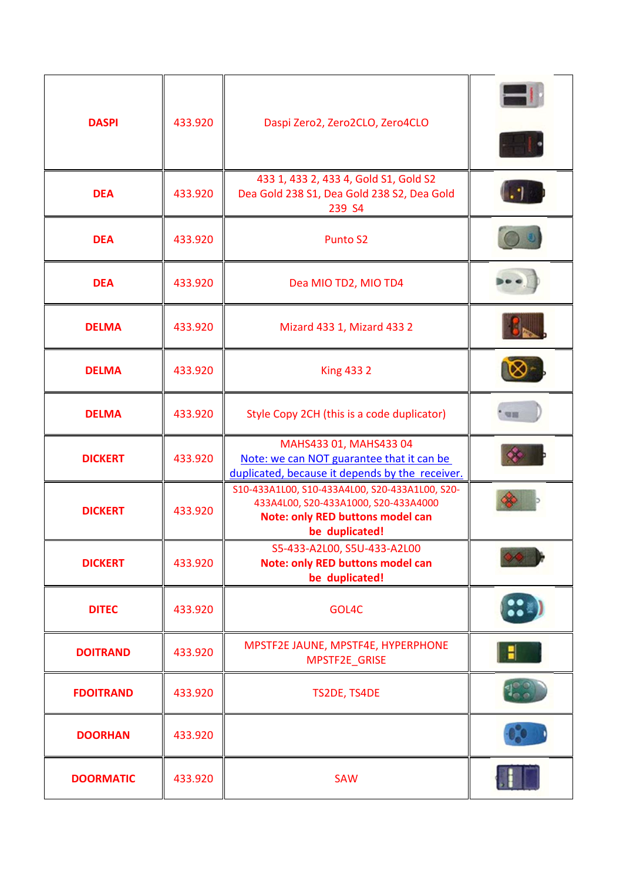| **DASPI** | 433.920 | Daspi Zero2, Zero2CLO, Zero4CLO | |
|---|---|---|---|
| **DEA** | 433.920 | 433 1, 433 2, 433 4, Gold S1, Gold S2 Dea Gold 238 S1, Dea Gold 238 S2, Dea Gold 239 S4 | |
| **DEA** | 433.920 | Punto S2 | |
| **DEA** | 433.920 | Dea MIO TD2, MIO TD4 | |
| **DELMA** | 433.920 | Mizard 433 1, Mizard 433 2 | |
| **DELMA** | 433.920 | King 433 2 | |
| **DELMA** | 433.920 | Style Copy 2CH (this is a code duplicator) | |
| **DICKERT** | 433.920 | MAHS433 01, MAHS433 04 Note: we can NOT guarantee that it can be duplicated, because it depends by the receiver. | |
| **DICKERT** | 433.920 | S10-433A1L00, S10-433A4L00, S20-433A1L00, S20-433A4L00, S20-433A1000, S20-433A4000 **Note: only RED buttons model can be duplicated!** | |
| **DICKERT** | 433.920 | S5-433-A2L00, S5U-433-A2L00 **Note: only RED buttons model can be duplicated!** | |
| **DITEC** | 433.920 | GOL4C | |
| **DOITRAND** | 433.920 | MPSTF2E JAUNE, MPSTF4E, HYPERPHONE MPSTF2E_GRISE | |
| **FDOITRAND** | 433.920 | TS2DE, TS4DE | |
| **DOORHAN** | 433.920 | | |
| **DOORMATIC** | 433.920 | SAW | |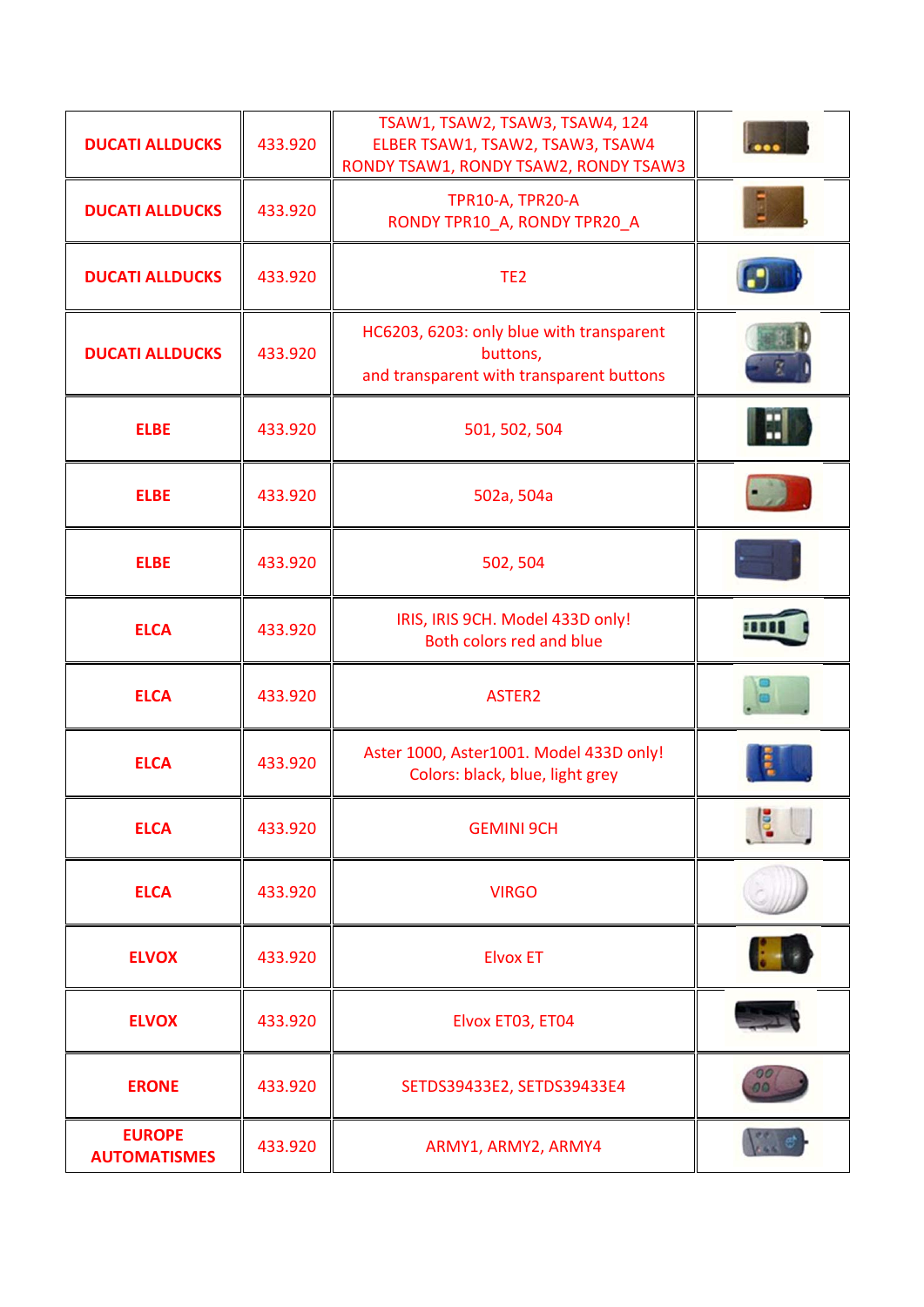| | | | |
|---|---|---|---|
| **DUCATI ALLDUCKS** | 433.920 | TSAW1, TSAW2, TSAW3, TSAW4, 124<br>ELBER TSAW1, TSAW2, TSAW3, TSAW4<br>RONDY TSAW1, RONDY TSAW2, RONDY TSAW3 | |
| **DUCATI ALLDUCKS** | 433.920 | TPR10-A, TPR20-A<br>RONDY TPR10_A, RONDY TPR20_A | |
| **DUCATI ALLDUCKS** | 433.920 | TE2 | |
| **DUCATI ALLDUCKS** | 433.920 | HC6203, 6203: only blue with transparent buttons,<br>and transparent with transparent buttons | |
| **ELBE** | 433.920 | 501, 502, 504 | |
| **ELBE** | 433.920 | 502a, 504a | |
| **ELBE** | 433.920 | 502, 504 | |
| **ELCA** | 433.920 | IRIS, IRIS 9CH. Model 433D only!<br>Both colors red and blue | |
| **ELCA** | 433.920 | ASTER2 | |
| **ELCA** | 433.920 | Aster 1000, Aster1001. Model 433D only!<br>Colors: black, blue, light grey | |
| **ELCA** | 433.920 | GEMINI 9CH | |
| **ELCA** | 433.920 | VIRGO | |
| **ELVOX** | 433.920 | Elvox ET | |
| **ELVOX** | 433.920 | Elvox ET03, ET04 | |
| **ERONE** | 433.920 | SETDS39433E2, SETDS39433E4 | |
| **EUROPE AUTOMATISMES** | 433.920 | ARMY1, ARMY2, ARMY4 | |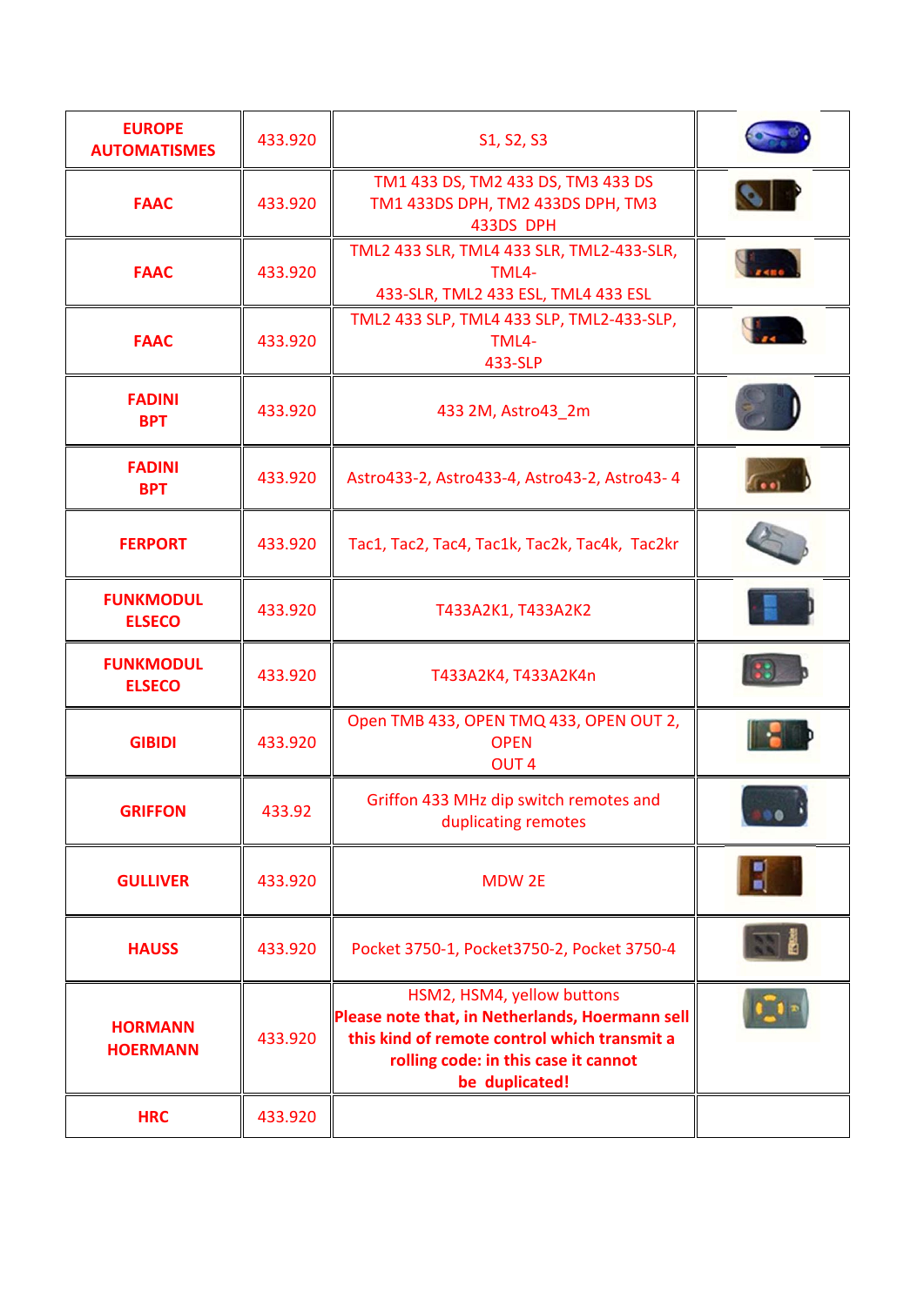| **EUROPE AUTOMATISMES** | 433.920 | S1, S2, S3 | |
|---|---|---|---|
| **FAAC** | 433.920 | TM1 433 DS, TM2 433 DS, TM3 433 DS TM1 433DS DPH, TM2 433DS DPH, TM3 433DS DPH | |
| **FAAC** | 433.920 | TML2 433 SLR, TML4 433 SLR, TML2-433-SLR, TML4-433-SLR, TML2 433 ESL, TML4 433 ESL | |
| **FAAC** | 433.920 | TML2 433 SLP, TML4 433 SLP, TML2-433-SLP, TML4-433-SLP | |
| **FADINI BPT** | 433.920 | 433 2M, Astro43_2m | |
| **FADINI BPT** | 433.920 | Astro433-2, Astro433-4, Astro43-2, Astro43- 4 | |
| **FERPORT** | 433.920 | Tac1, Tac2, Tac4, Tac1k, Tac2k, Tac4k, Tac2kr | |
| **FUNKMODUL ELSECO** | 433.920 | T433A2K1, T433A2K2 | |
| **FUNKMODUL ELSECO** | 433.920 | T433A2K4, T433A2K4n | |
| **GIBIDI** | 433.920 | Open TMB 433, OPEN TMQ 433, OPEN OUT 2, OPEN OUT 4 | |
| **GRIFFON** | 433.92 | Griffon 433 MHz dip switch remotes and duplicating remotes | |
| **GULLIVER** | 433.920 | MDW 2E | |
| **HAUSS** | 433.920 | Pocket 3750-1, Pocket3750-2, Pocket 3750-4 | |
| **HORMANN HOERMANN** | 433.920 | HSM2, HSM4, yellow buttons **Please note that, in Netherlands, Hoermann sell this kind of remote control which transmit a rolling code: in this case it cannot be duplicated!** | |
| **HRC** | 433.920 | | |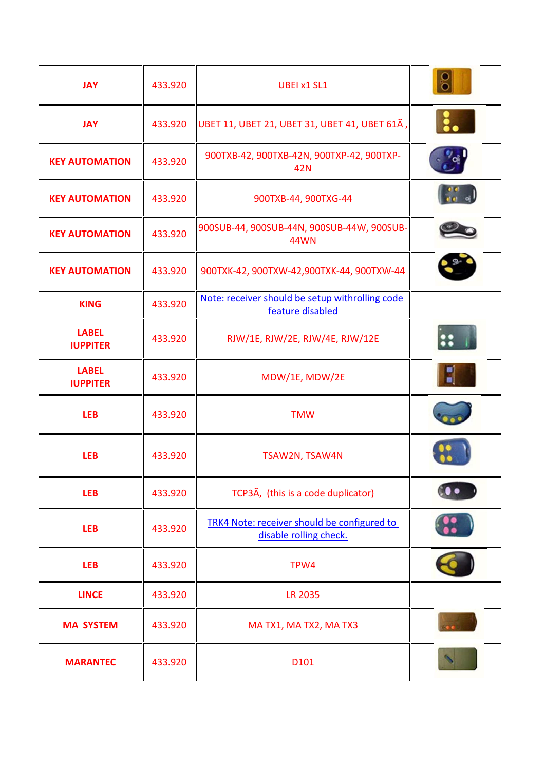| JAY | 433.920 | UBEI x1 SL1 | |
|---|---|---|---|
| JAY | 433.920 | UBET 11, UBET 21, UBET 31, UBET 41, UBET 61Ã , | |
| KEY AUTOMATION | 433.920 | 900TXB-42, 900TXB-42N, 900TXP-42, 900TXP-42N | |
| KEY AUTOMATION | 433.920 | 900TXB-44, 900TXG-44 | |
| KEY AUTOMATION | 433.920 | 900SUB-44, 900SUB-44N, 900SUB-44W, 900SUB-44WN | |
| KEY AUTOMATION | 433.920 | 900TXK-42, 900TXW-42,900TXK-44, 900TXW-44 | |
| KING | 433.920 | Note: receiver should be setup withrolling code feature disabled | |
| LABEL IUPPITER | 433.920 | RJW/1E, RJW/2E, RJW/4E, RJW/12E | |
| LABEL IUPPITER | 433.920 | MDW/1E, MDW/2E | |
| LEB | 433.920 | TMW | |
| LEB | 433.920 | TSAW2N, TSAW4N | |
| LEB | 433.920 | TCP3Ã, (this is a code duplicator) | |
| LEB | 433.920 | TRK4 Note: receiver should be configured to disable rolling check. | |
| LEB | 433.920 | TPW4 | |
| LINCE | 433.920 | LR 2035 | |
| MA SYSTEM | 433.920 | MA TX1, MA TX2, MA TX3 | |
| MARANTEC | 433.920 | D101 | |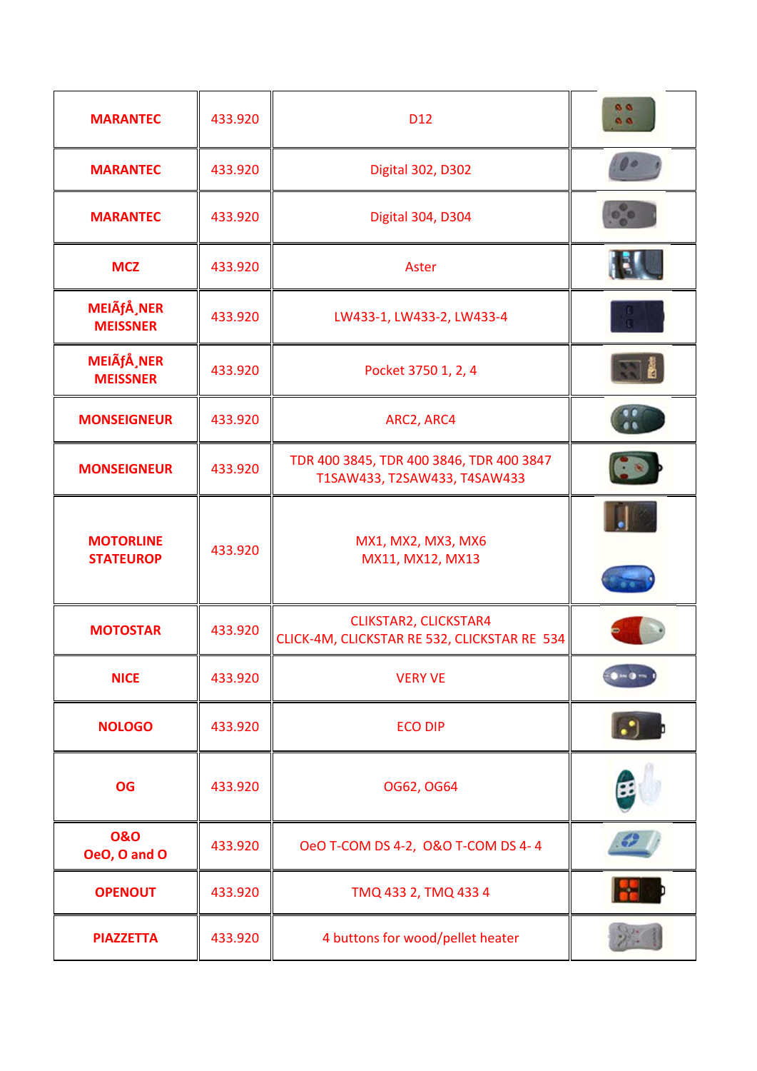| MARANTEC | 433.920 | D12 | |
|---|---|---|---|
| MARANTEC | 433.920 | Digital 302, D302 | |
| MARANTEC | 433.920 | Digital 304, D304 | |
| MCZ | 433.920 | Aster | |
| MEIÃƒÅ¸NER MEISSNER | 433.920 | LW433-1, LW433-2, LW433-4 | |
| MEIÃƒÅ¸NER MEISSNER | 433.920 | Pocket 3750 1, 2, 4 | |
| MONSEIGNEUR | 433.920 | ARC2, ARC4 | |
| MONSEIGNEUR | 433.920 | TDR 400 3845, TDR 400 3846, TDR 400 3847 T1SAW433, T2SAW433, T4SAW433 | |
| MOTORLINE STATEUROP | 433.920 | MX1, MX2, MX3, MX6 MX11, MX12, MX13 | |
| MOTOSTAR | 433.920 | CLIKSTAR2, CLICKSTAR4 CLICK-4M, CLICKSTAR RE 532, CLICKSTAR RE 534 | |
| NICE | 433.920 | VERY VE | |
| NOLOGO | 433.920 | ECO DIP | |
| OG | 433.920 | OG62, OG64 | |
| O&O OeO, O and O | 433.920 | OeO T-COM DS 4-2, O&O T-COM DS 4- 4 | |
| OPENOUT | 433.920 | TMQ 433 2, TMQ 433 4 | |
| PIAZZETTA | 433.920 | 4 buttons for wood/pellet heater | |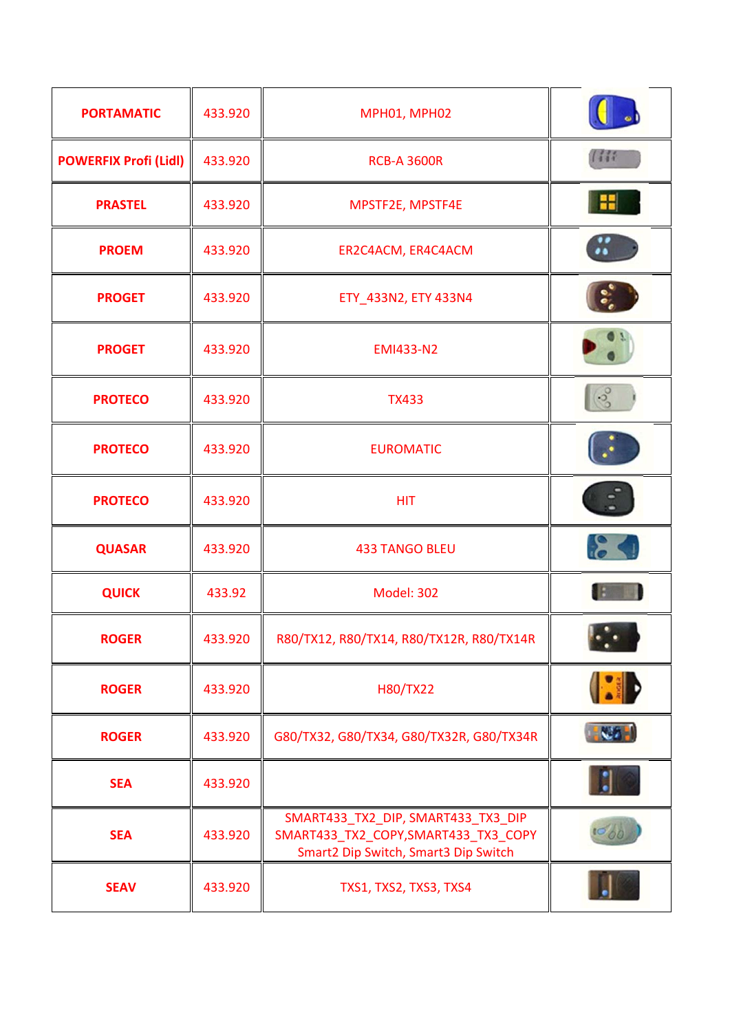| | | | |
|---|---|---|---|
| **PORTAMATIC** | 433.920 | MPH01, MPH02 | |
| **POWERFIX Profi (Lidl)** | 433.920 | RCB-A 3600R | |
| **PRASTEL** | 433.920 | MPSTF2E, MPSTF4E | |
| **PROEM** | 433.920 | ER2C4ACM, ER4C4ACM | |
| **PROGET** | 433.920 | ETY_433N2, ETY 433N4 | |
| **PROGET** | 433.920 | EMI433-N2 | |
| **PROTECO** | 433.920 | TX433 | |
| **PROTECO** | 433.920 | EUROMATIC | |
| **PROTECO** | 433.920 | HIT | |
| **QUASAR** | 433.920 | 433 TANGO BLEU | |
| **QUICK** | 433.92 | Model: 302 | |
| **ROGER** | 433.920 | R80/TX12, R80/TX14, R80/TX12R, R80/TX14R | |
| **ROGER** | 433.920 | H80/TX22 | |
| **ROGER** | 433.920 | G80/TX32, G80/TX34, G80/TX32R, G80/TX34R | |
| **SEA** | 433.920 | | |
| **SEA** | 433.920 | SMART433_TX2_DIP, SMART433_TX3_DIP SMART433_TX2_COPY,SMART433_TX3_COPY Smart2 Dip Switch, Smart3 Dip Switch | |
| **SEAV** | 433.920 | TXS1, TXS2, TXS3, TXS4 | |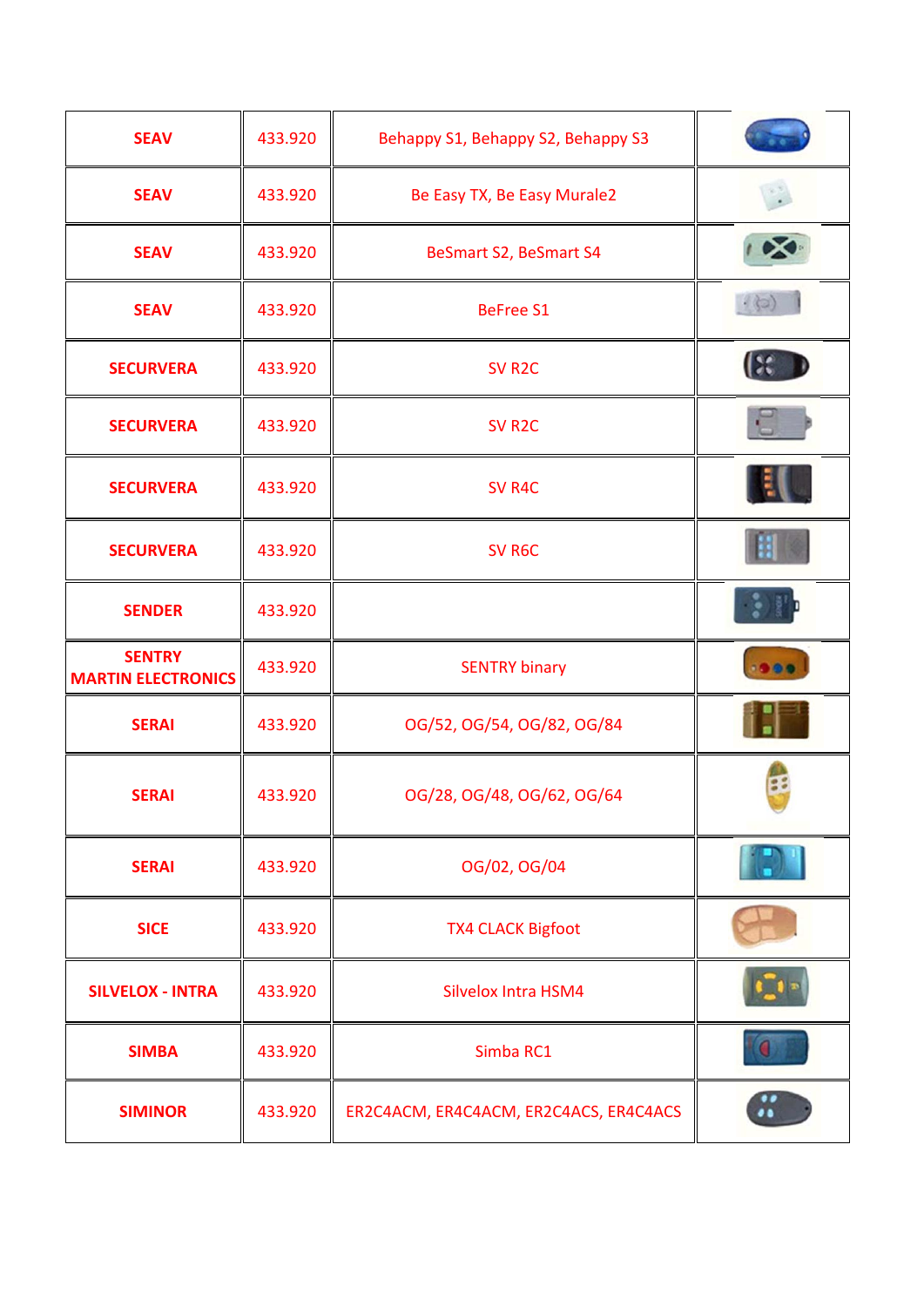| SEAV | 433.920 | Behappy S1, Behappy S2, Behappy S3 | |
|---|---|---|---|
| SEAV | 433.920 | Be Easy TX, Be Easy Murale2 | |
| SEAV | 433.920 | BeSmart S2, BeSmart S4 | |
| SEAV | 433.920 | BeFree S1 | |
| SECURVERA | 433.920 | SV R2C | |
| SECURVERA | 433.920 | SV R2C | |
| SECURVERA | 433.920 | SV R4C | |
| SECURVERA | 433.920 | SV R6C | |
| SENDER | 433.920 | | |
| SENTRY MARTIN ELECTRONICS | 433.920 | SENTRY binary | |
| SERAI | 433.920 | OG/52, OG/54, OG/82, OG/84 | |
| SERAI | 433.920 | OG/28, OG/48, OG/62, OG/64 | |
| SERAI | 433.920 | OG/02, OG/04 | |
| SICE | 433.920 | TX4 CLACK Bigfoot | |
| SILVELOX - INTRA | 433.920 | Silvelox Intra HSM4 | |
| SIMBA | 433.920 | Simba RC1 | |
| SIMINOR | 433.920 | ER2C4ACM, ER4C4ACM, ER2C4ACS, ER4C4ACS | |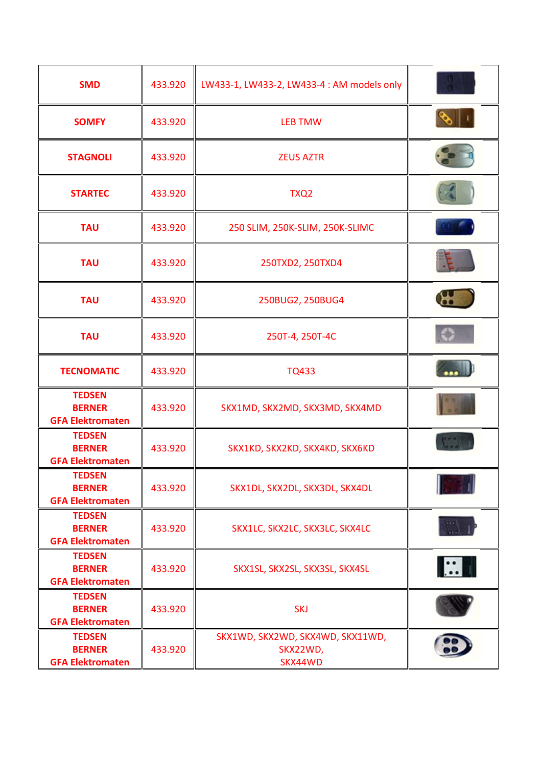| | | | |
|---|---|---|---|
| **SMD** | 433.920 | LW433-1, LW433-2, LW433-4 : AM models only | |
| **SOMFY** | 433.920 | LEB TMW | |
| **STAGNOLI** | 433.920 | ZEUS AZTR | |
| **STARTEC** | 433.920 | TXQ2 | |
| **TAU** | 433.920 | 250 SLIM, 250K-SLIM, 250K-SLIMC | |
| **TAU** | 433.920 | 250TXD2, 250TXD4 | |
| **TAU** | 433.920 | 250BUG2, 250BUG4 | |
| **TAU** | 433.920 | 250T-4, 250T-4C | |
| **TECNOMATIC** | 433.920 | TQ433 | |
| **TEDSEN BERNER GFA Elektromaten** | 433.920 | SKX1MD, SKX2MD, SKX3MD, SKX4MD | |
| **TEDSEN BERNER GFA Elektromaten** | 433.920 | SKX1KD, SKX2KD, SKX4KD, SKX6KD | |
| **TEDSEN BERNER GFA Elektromaten** | 433.920 | SKX1DL, SKX2DL, SKX3DL, SKX4DL | |
| **TEDSEN BERNER GFA Elektromaten** | 433.920 | SKX1LC, SKX2LC, SKX3LC, SKX4LC | |
| **TEDSEN BERNER GFA Elektromaten** | 433.920 | SKX1SL, SKX2SL, SKX3SL, SKX4SL | |
| **TEDSEN BERNER GFA Elektromaten** | 433.920 | SKJ | |
| **TEDSEN BERNER GFA Elektromaten** | 433.920 | SKX1WD, SKX2WD, SKX4WD, SKX11WD, SKX22WD, SKX44WD | |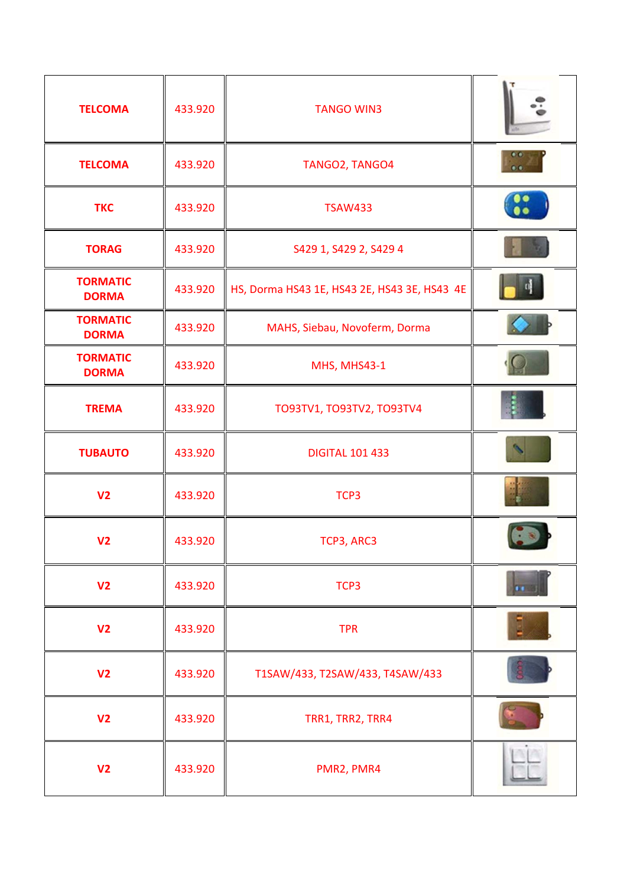| TELCOMA | 433.920 | TANGO WIN3 | |
|---|---|---|---|
| TELCOMA | 433.920 | TANGO2, TANGO4 | |
| TKC | 433.920 | TSAW433 | |
| TORAG | 433.920 | S429 1, S429 2, S429 4 | |
| TORMATIC DORMA | 433.920 | HS, Dorma HS43 1E, HS43 2E, HS43 3E, HS43 4E | |
| TORMATIC DORMA | 433.920 | MAHS, Siebau, Novoferm, Dorma | |
| TORMATIC DORMA | 433.920 | MHS, MHS43-1 | |
| TREMA | 433.920 | TO93TV1, TO93TV2, TO93TV4 | |
| TUBAUTO | 433.920 | DIGITAL 101 433 | |
| V2 | 433.920 | TCP3 | |
| V2 | 433.920 | TCP3, ARC3 | |
| V2 | 433.920 | TCP3 | |
| V2 | 433.920 | TPR | |
| V2 | 433.920 | T1SAW/433, T2SAW/433, T4SAW/433 | |
| V2 | 433.920 | TRR1, TRR2, TRR4 | |
| V2 | 433.920 | PMR2, PMR4 | |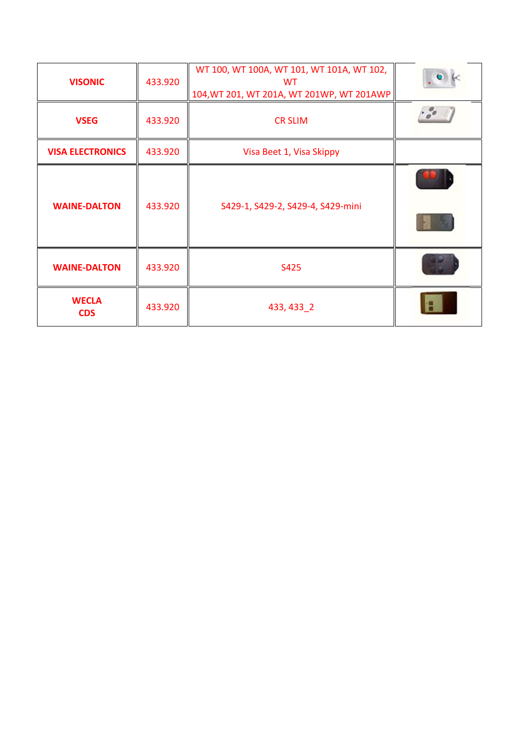| | | | |
|---|---|---|---|
| **VISONIC** | 433.920 | WT 100, WT 100A, WT 101, WT 101A, WT 102, WT 104,WT 201, WT 201A, WT 201WP, WT 201AWP | |
| **VSEG** | 433.920 | CR SLIM | |
| **VISA ELECTRONICS** | 433.920 | Visa Beet 1, Visa Skippy | |
| **WAINE-DALTON** | 433.920 | S429-1, S429-2, S429-4, S429-mini | |
| **WAINE-DALTON** | 433.920 | S425 | |
| **WECLA CDS** | 433.920 | 433, 433_2 | |